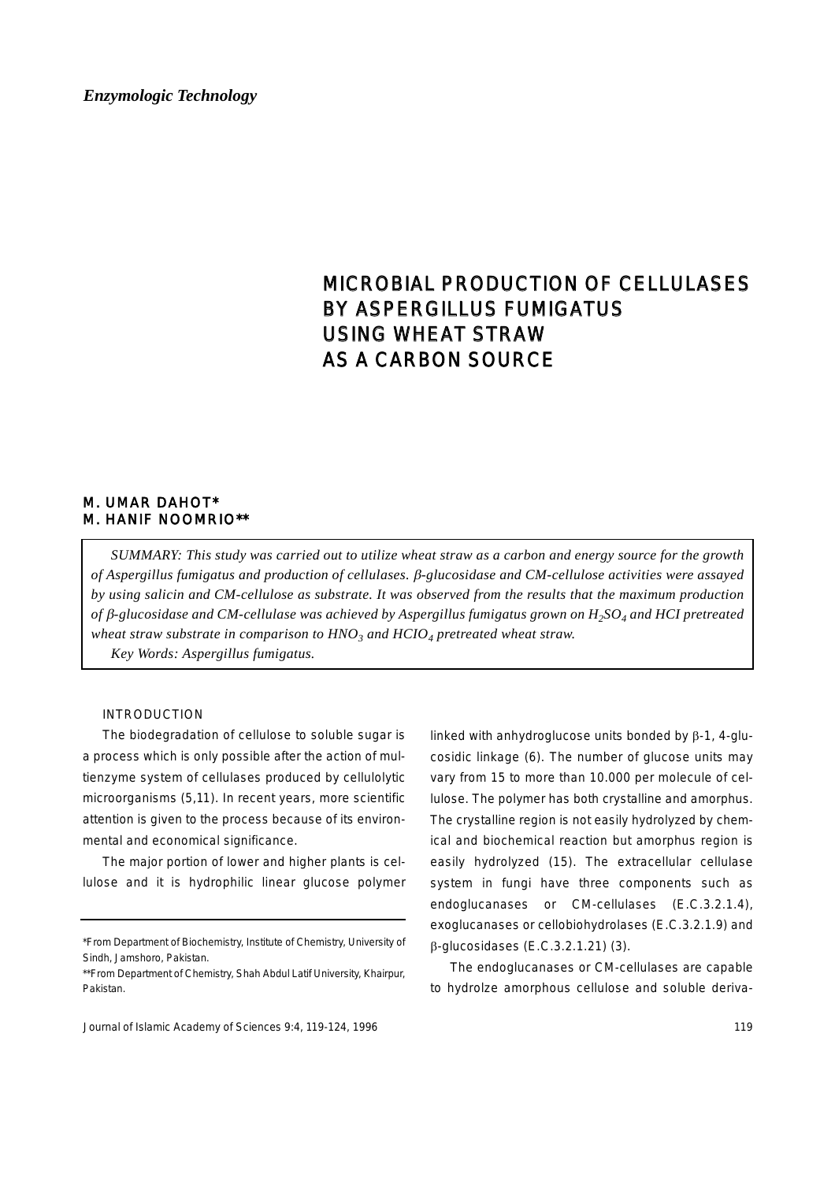*Enzymologic Technology*

# MICROBIAL PRODUCTION OF CELLULASES BY ASPERGILLUS FUMIGATUS USING WHEAT STRAW AS A CARBON SOURCE

**M. UMAR DAHOT\***
**M. HANIF NOOMRIO\*\***

*SUMMARY: This study was carried out to utilize wheat straw as a carbon and energy source for the growth of Aspergillus fumigatus and production of cellulases. β-glucosidase and CM-cellulose activities were assayed by using salicin and CM-cellulose as substrate. It was observed from the results that the maximum production of β-glucosidase and CM-cellulase was achieved by Aspergillus fumigatus grown on $H_2SO_4$ and HCI pretreated wheat straw substrate in comparison to $HNO_3$ and $HCIO_4$ pretreated wheat straw.*

*Key Words: Aspergillus fumigatus.*

## INTRODUCTION

The biodegradation of cellulose to soluble sugar is a process which is only possible after the action of multienzyme system of cellulases produced by cellulolytic microorganisms (5,11). In recent years, more scientific attention is given to the process because of its environmental and economical significance.

The major portion of lower and higher plants is cellulose and it is hydrophilic linear glucose polymer linked with anhydroglucose units bonded by β-1, 4-glucosidic linkage (6). The number of glucose units may vary from 15 to more than 10.000 per molecule of cellulose. The polymer has both crystalline and amorphus. The crystalline region is not easily hydrolyzed by chemical and biochemical reaction but amorphus region is easily hydrolyzed (15). The extracellular cellulase system in fungi have three components such as endoglucanases or CM-cellulases (E.C.3.2.1.4), exoglucanases or cellobiohydrolases (E.C.3.2.1.9) and β-glucosidases (E.C.3.2.1.21) (3).

The endoglucanases or CM-cellulases are capable to hydrolze amorphous cellulose and soluble deriva-

\*From Department of Biochemistry, Institute of Chemistry, University of Sindh, Jamshoro, Pakistan.

\*\*From Department of Chemistry, Shah Abdul Latif University, Khairpur, Pakistan.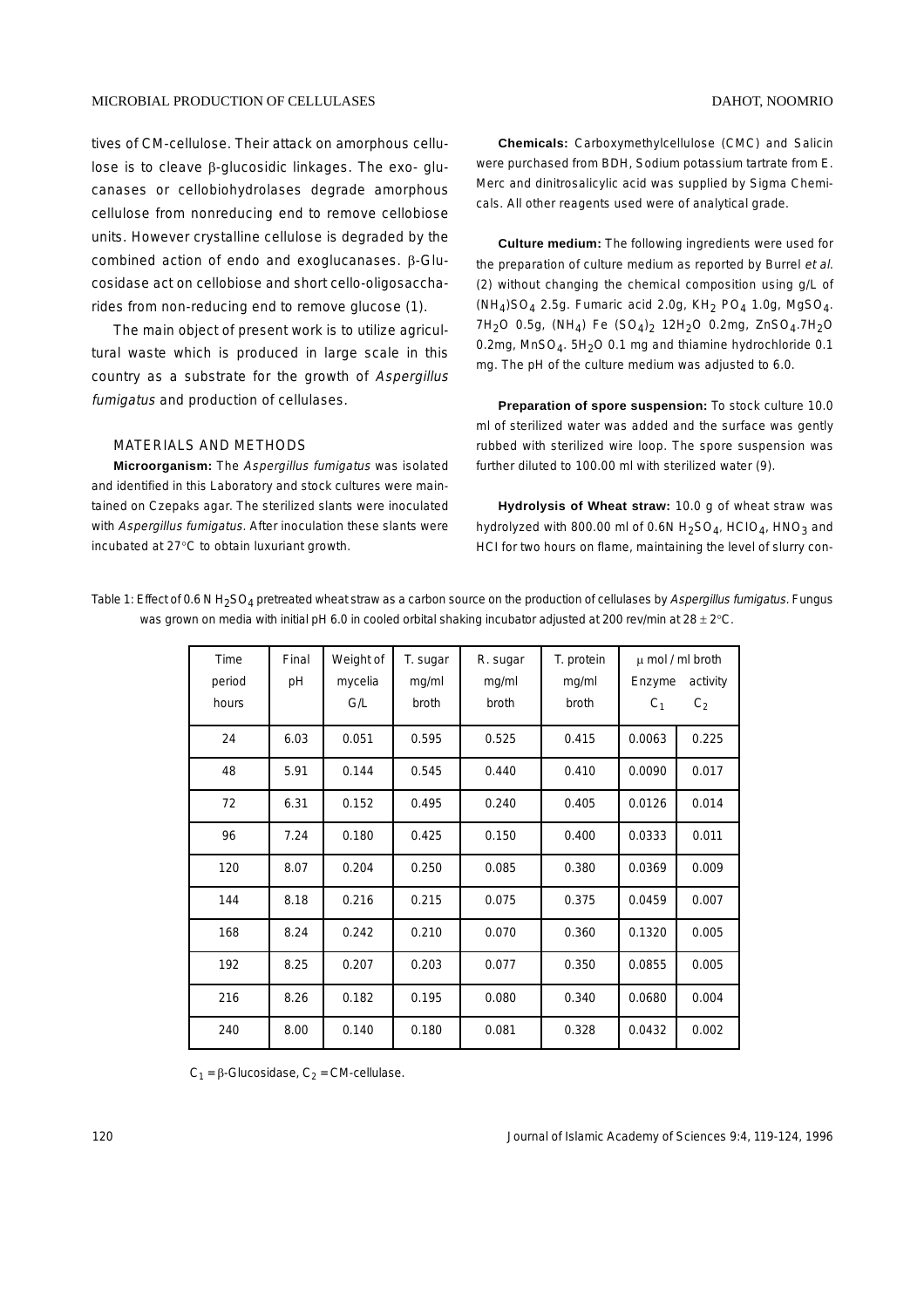tives of CM-cellulose. Their attack on amorphous cellulose is to cleave β-glucosidic linkages. The exo- glucanases or cellobiohydrolases degrade amorphous cellulose from nonreducing end to remove cellobiose units. However crystalline cellulose is degraded by the combined action of endo and exoglucanases. β-Glucosidase act on cellobiose and short cello-oligosaccharides from non-reducing end to remove glucose (1).

The main object of present work is to utilize agricultural waste which is produced in large scale in this country as a substrate for the growth of *Aspergillus fumigatus* and production of cellulases.

## MATERIALS AND METHODS

**Microorganism:** The *Aspergillus fumigatus* was isolated and identified in this Laboratory and stock cultures were maintained on Czepaks agar. The sterilized slants were inoculated with *Aspergillus fumigatus*. After inoculation these slants were incubated at 27°C to obtain luxuriant growth.

**Chemicals:** Carboxymethylcellulose (CMC) and Salicin were purchased from BDH, Sodium potassium tartrate from E. Merc and dinitrosalicylic acid was supplied by Sigma Chemicals. All other reagents used were of analytical grade.

**Culture medium:** The following ingredients were used for the preparation of culture medium as reported by Burrel *et al.* (2) without changing the chemical composition using g/L of $(NH_4)SO_4$ 2.5g. Fumaric acid 2.0g, $KH_2PO_4$ 1.0g, $MgSO_4.7H_2O$ 0.5g, $(NH_4)$ Fe $(SO_4)_2$ $12H_2O$ 0.2mg, $ZnSO_4.7H_2O$ 0.2mg, $MnSO_4.5H_2O$ 0.1 mg and thiamine hydrochloride 0.1 mg. The pH of the culture medium was adjusted to 6.0.

**Preparation of spore suspension:** To stock culture 10.0 ml of sterilized water was added and the surface was gently rubbed with sterilized wire loop. The spore suspension was further diluted to 100.00 ml with sterilized water (9).

**Hydrolysis of Wheat straw:** 10.0 g of wheat straw was hydrolyzed with 800.00 ml of 0.6N $H_2SO_4$, $HClO_4$, $HNO_3$ and HCl for two hours on flame, maintaining the level of slurry con-

Table 1: Effect of 0.6 N $H_2SO_4$ pretreated wheat straw as a carbon source on the production of cellulases by *Aspergillus fumigatus*. Fungus was grown on media with initial pH 6.0 in cooled orbital shaking incubator adjusted at 200 rev/min at 28 ± 2°C.

| Time period hours | Final pH | Weight of mycelia G/L | T. sugar mg/ml broth | R. sugar mg/ml broth | T. protein mg/ml broth | μ mol / ml broth Enzyme activity | |
|---|---|---|---|---|---|---|---|
| | | | | | | $C_1$ | $C_2$ |
| 24 | 6.03 | 0.051 | 0.595 | 0.525 | 0.415 | 0.0063 | 0.225 |
| 48 | 5.91 | 0.144 | 0.545 | 0.440 | 0.410 | 0.0090 | 0.017 |
| 72 | 6.31 | 0.152 | 0.495 | 0.240 | 0.405 | 0.0126 | 0.014 |
| 96 | 7.24 | 0.180 | 0.425 | 0.150 | 0.400 | 0.0333 | 0.011 |
| 120 | 8.07 | 0.204 | 0.250 | 0.085 | 0.380 | 0.0369 | 0.009 |
| 144 | 8.18 | 0.216 | 0.215 | 0.075 | 0.375 | 0.0459 | 0.007 |
| 168 | 8.24 | 0.242 | 0.210 | 0.070 | 0.360 | 0.1320 | 0.005 |
| 192 | 8.25 | 0.207 | 0.203 | 0.077 | 0.350 | 0.0855 | 0.005 |
| 216 | 8.26 | 0.182 | 0.195 | 0.080 | 0.340 | 0.0680 | 0.004 |
| 240 | 8.00 | 0.140 | 0.180 | 0.081 | 0.328 | 0.0432 | 0.002 |

$C_1$ = β-Glucosidase, $C_2$ = CM-cellulase.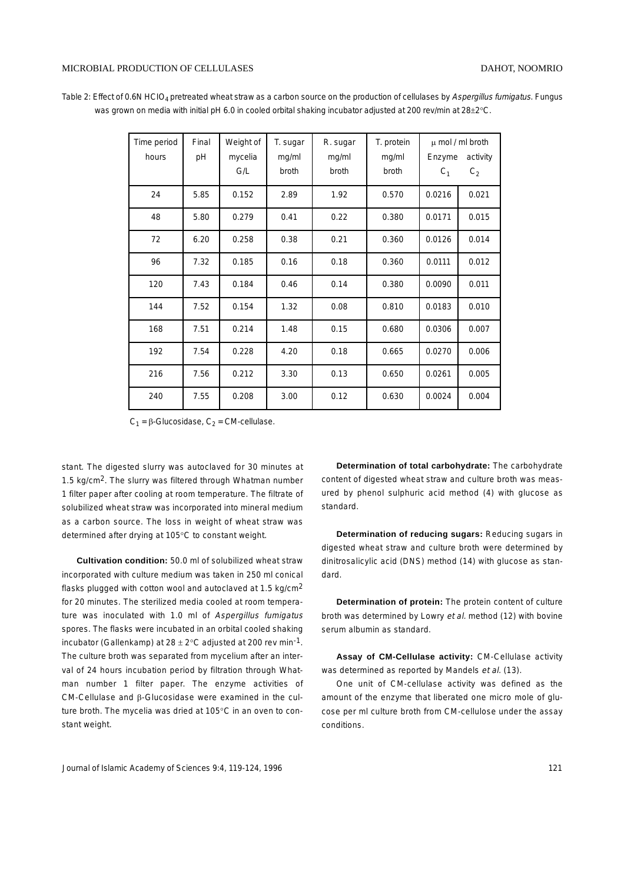Table 2: Effect of 0.6N $HClO_4$ pretreated wheat straw as a carbon source on the production of cellulases by *Aspergillus fumigatus*. Fungus was grown on media with initial pH 6.0 in cooled orbital shaking incubator adjusted at 200 rev/min at 28±2°C.

| Time period hours | Final pH | Weight of mycelia G/L | T. sugar mg/ml broth | R. sugar mg/ml broth | T. protein mg/ml broth | μ mol / ml broth Enzyme activity $C_1$ | $C_2$ |
|---|---|---|---|---|---|---|---|
| 24 | 5.85 | 0.152 | 2.89 | 1.92 | 0.570 | 0.0216 | 0.021 |
| 48 | 5.80 | 0.279 | 0.41 | 0.22 | 0.380 | 0.0171 | 0.015 |
| 72 | 6.20 | 0.258 | 0.38 | 0.21 | 0.360 | 0.0126 | 0.014 |
| 96 | 7.32 | 0.185 | 0.16 | 0.18 | 0.360 | 0.0111 | 0.012 |
| 120 | 7.43 | 0.184 | 0.46 | 0.14 | 0.380 | 0.0090 | 0.011 |
| 144 | 7.52 | 0.154 | 1.32 | 0.08 | 0.810 | 0.0183 | 0.010 |
| 168 | 7.51 | 0.214 | 1.48 | 0.15 | 0.680 | 0.0306 | 0.007 |
| 192 | 7.54 | 0.228 | 4.20 | 0.18 | 0.665 | 0.0270 | 0.006 |
| 216 | 7.56 | 0.212 | 3.30 | 0.13 | 0.650 | 0.0261 | 0.005 |
| 240 | 7.55 | 0.208 | 3.00 | 0.12 | 0.630 | 0.0024 | 0.004 |

$C_1$ = β-Glucosidase, $C_2$ = CM-cellulase.

stant. The digested slurry was autoclaved for 30 minutes at 1.5 kg/cm$^2$. The slurry was filtered through Whatman number 1 filter paper after cooling at room temperature. The filtrate of solubilized wheat straw was incorporated into mineral medium as a carbon source. The loss in weight of wheat straw was determined after drying at 105°C to constant weight.

**Cultivation condition:** 50.0 ml of solubilized wheat straw incorporated with culture medium was taken in 250 ml conical flasks plugged with cotton wool and autoclaved at 1.5 kg/cm$^2$ for 20 minutes. The sterilized media cooled at room temperature was inoculated with 1.0 ml of *Aspergillus fumigatus* spores. The flasks were incubated in an orbital cooled shaking incubator (Gallenkamp) at 28 ± 2°C adjusted at 200 rev min$^{-1}$. The culture broth was separated from mycelium after an interval of 24 hours incubation period by filtration through Whatman number 1 filter paper. The enzyme activities of CM-Cellulase and β-Glucosidase were examined in the culture broth. The mycelia was dried at 105°C in an oven to constant weight.

**Determination of total carbohydrate:** The carbohydrate content of digested wheat straw and culture broth was measured by phenol sulphuric acid method (4) with glucose as standard.

**Determination of reducing sugars:** Reducing sugars in digested wheat straw and culture broth were determined by dinitrosalicylic acid (DNS) method (14) with glucose as standard.

**Determination of protein:** The protein content of culture broth was determined by Lowry *et al.* method (12) with bovine serum albumin as standard.

**Assay of CM-Cellulase activity:** CM-Cellulase activity was determined as reported by Mandels *et al.* (13).

One unit of CM-cellulase activity was defined as the amount of the enzyme that liberated one micro mole of glucose per ml culture broth from CM-cellulose under the assay conditions.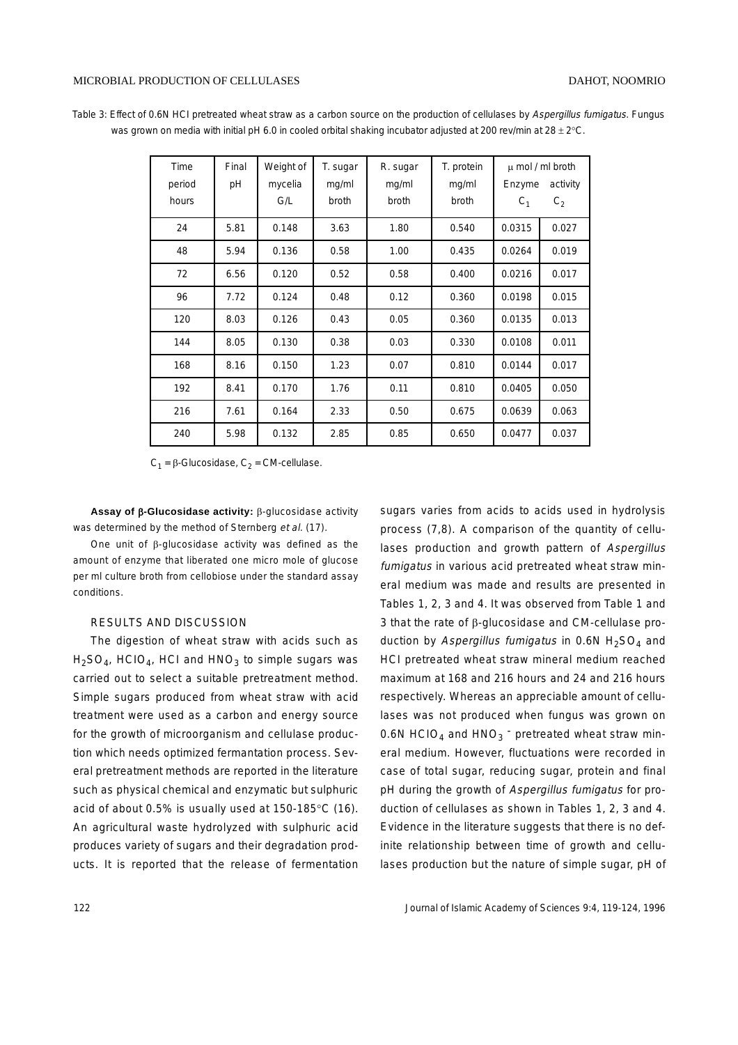Table 3: Effect of 0.6N HCl pretreated wheat straw as a carbon source on the production of cellulases by *Aspergillus fumigatus*. Fungus was grown on media with initial pH 6.0 in cooled orbital shaking incubator adjusted at 200 rev/min at 28 ± 2°C.

| Time period hours | Final pH | Weight of mycelia G/L | T. sugar mg/ml broth | R. sugar mg/ml broth | T. protein mg/ml broth | μ mol / ml broth Enzyme activity | |
|---|---|---|---|---|---|---|---|
| | | | | | | $C_1$ | $C_2$ |
| 24 | 5.81 | 0.148 | 3.63 | 1.80 | 0.540 | 0.0315 | 0.027 |
| 48 | 5.94 | 0.136 | 0.58 | 1.00 | 0.435 | 0.0264 | 0.019 |
| 72 | 6.56 | 0.120 | 0.52 | 0.58 | 0.400 | 0.0216 | 0.017 |
| 96 | 7.72 | 0.124 | 0.48 | 0.12 | 0.360 | 0.0198 | 0.015 |
| 120 | 8.03 | 0.126 | 0.43 | 0.05 | 0.360 | 0.0135 | 0.013 |
| 144 | 8.05 | 0.130 | 0.38 | 0.03 | 0.330 | 0.0108 | 0.011 |
| 168 | 8.16 | 0.150 | 1.23 | 0.07 | 0.810 | 0.0144 | 0.017 |
| 192 | 8.41 | 0.170 | 1.76 | 0.11 | 0.810 | 0.0405 | 0.050 |
| 216 | 7.61 | 0.164 | 2.33 | 0.50 | 0.675 | 0.0639 | 0.063 |
| 240 | 5.98 | 0.132 | 2.85 | 0.85 | 0.650 | 0.0477 | 0.037 |

$C_1$ = β-Glucosidase, $C_2$ = CM-cellulase.

**Assay of β-Glucosidase activity:** β-glucosidase activity was determined by the method of Sternberg *et al.* (17).

One unit of β-glucosidase activity was defined as the amount of enzyme that liberated one micro mole of glucose per ml culture broth from cellobiose under the standard assay conditions.

## RESULTS AND DISCUSSION

The digestion of wheat straw with acids such as $H_2SO_4$, $HClO_4$, HCl and $HNO_3$ to simple sugars was carried out to select a suitable pretreatment method. Simple sugars produced from wheat straw with acid treatment were used as a carbon and energy source for the growth of microorganism and cellulase production which needs optimized fermantation process. Several pretreatment methods are reported in the literature such as physical chemical and enzymatic but sulphuric acid of about 0.5% is usually used at 150-185°C (16). An agricultural waste hydrolyzed with sulphuric acid produces variety of sugars and their degradation products. It is reported that the release of fermentation sugars varies from acids to acids used in hydrolysis process (7,8). A comparison of the quantity of cellulases production and growth pattern of *Aspergillus fumigatus* in various acid pretreated wheat straw mineral medium was made and results are presented in Tables 1, 2, 3 and 4. It was observed from Table 1 and 3 that the rate of β-glucosidase and CM-cellulase production by *Aspergillus fumigatus* in 0.6N $H_2SO_4$ and HCl pretreated wheat straw mineral medium reached maximum at 168 and 216 hours and 24 and 216 hours respectively. Whereas an appreciable amount of cellulases was not produced when fungus was grown on 0.6N $HClO_4$ and $HNO_3^-$ pretreated wheat straw mineral medium. However, fluctuations were recorded in case of total sugar, reducing sugar, protein and final pH during the growth of *Aspergillus fumigatus* for production of cellulases as shown in Tables 1, 2, 3 and 4. Evidence in the literature suggests that there is no definite relationship between time of growth and cellulases production but the nature of simple sugar, pH of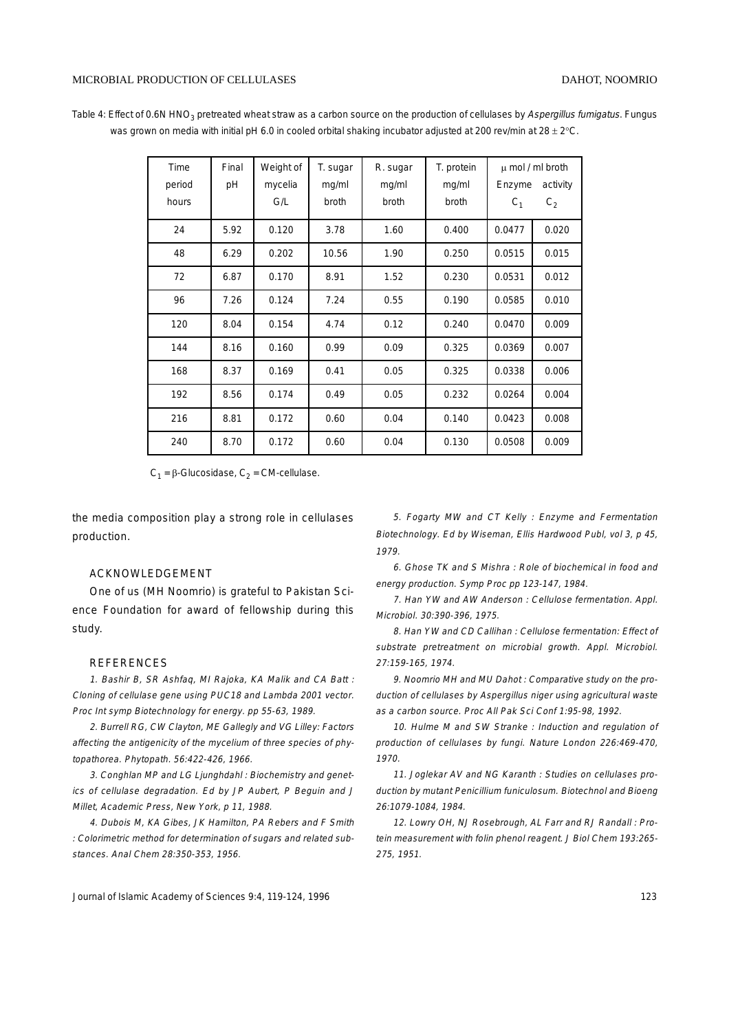Table 4: Effect of 0.6N $HNO_3$ pretreated wheat straw as a carbon source on the production of cellulases by *Aspergillus fumigatus*. Fungus was grown on media with initial pH 6.0 in cooled orbital shaking incubator adjusted at 200 rev/min at 28 ± 2°C.

| Time period hours | Final pH | Weight of mycelia G/L | T. sugar mg/ml broth | R. sugar mg/ml broth | T. protein mg/ml broth | μ mol / ml broth Enzyme activity $C_1$ | $C_2$ |
|---|---|---|---|---|---|---|---|
| 24 | 5.92 | 0.120 | 3.78 | 1.60 | 0.400 | 0.0477 | 0.020 |
| 48 | 6.29 | 0.202 | 10.56 | 1.90 | 0.250 | 0.0515 | 0.015 |
| 72 | 6.87 | 0.170 | 8.91 | 1.52 | 0.230 | 0.0531 | 0.012 |
| 96 | 7.26 | 0.124 | 7.24 | 0.55 | 0.190 | 0.0585 | 0.010 |
| 120 | 8.04 | 0.154 | 4.74 | 0.12 | 0.240 | 0.0470 | 0.009 |
| 144 | 8.16 | 0.160 | 0.99 | 0.09 | 0.325 | 0.0369 | 0.007 |
| 168 | 8.37 | 0.169 | 0.41 | 0.05 | 0.325 | 0.0338 | 0.006 |
| 192 | 8.56 | 0.174 | 0.49 | 0.05 | 0.232 | 0.0264 | 0.004 |
| 216 | 8.81 | 0.172 | 0.60 | 0.04 | 0.140 | 0.0423 | 0.008 |
| 240 | 8.70 | 0.172 | 0.60 | 0.04 | 0.130 | 0.0508 | 0.009 |

$C_1$ = β-Glucosidase, $C_2$ = CM-cellulase.

the media composition play a strong role in cellulases production.

## ACKNOWLEDGEMENT

One of us (MH Noomrio) is grateful to Pakistan Science Foundation for award of fellowship during this study.

## REFERENCES

1. Bashir B, SR Ashfaq, MI Rajoka, KA Malik and CA Batt : Cloning of cellulase gene using PUC18 and Lambda 2001 vector. Proc Int symp Biotechnology for energy. pp 55-63, 1989.

2. Burrell RG, CW Clayton, ME Gallegly and VG Lilley: Factors affecting the antigenicity of the mycelium of three species of phytopathorea. Phytopath. 56:422-426, 1966.

3. Conghlan MP and LG Ljunghdahl : Biochemistry and genetics of cellulase degradation. Ed by JP Aubert, P Beguin and J Millet, Academic Press, New York, p 11, 1988.

4. Dubois M, KA Gibes, JK Hamilton, PA Rebers and F Smith : Colorimetric method for determination of sugars and related substances. Anal Chem 28:350-353, 1956.

5. Fogarty MW and CT Kelly : Enzyme and Fermentation Biotechnology. Ed by Wiseman, Ellis Hardwood Publ, vol 3, p 45, 1979.

6. Ghose TK and S Mishra : Role of biochemical in food and energy production. Symp Proc pp 123-147, 1984.

7. Han YW and AW Anderson : Cellulose fermentation. Appl. Microbiol. 30:390-396, 1975.

8. Han YW and CD Callihan : Cellulose fermentation: Effect of substrate pretreatment on microbial growth. Appl. Microbiol. 27:159-165, 1974.

9. Noomrio MH and MU Dahot : Comparative study on the production of cellulases by Aspergillus niger using agricultural waste as a carbon source. Proc All Pak Sci Conf 1:95-98, 1992.

10. Hulme M and SW Stranke : Induction and regulation of production of cellulases by fungi. Nature London 226:469-470, 1970.

11. Joglekar AV and NG Karanth : Studies on cellulases production by mutant Penicillium funiculosum. Biotechnol and Bioeng 26:1079-1084, 1984.

12. Lowry OH, NJ Rosebrough, AL Farr and RJ Randall : Protein measurement with folin phenol reagent. J Biol Chem 193:265-275, 1951.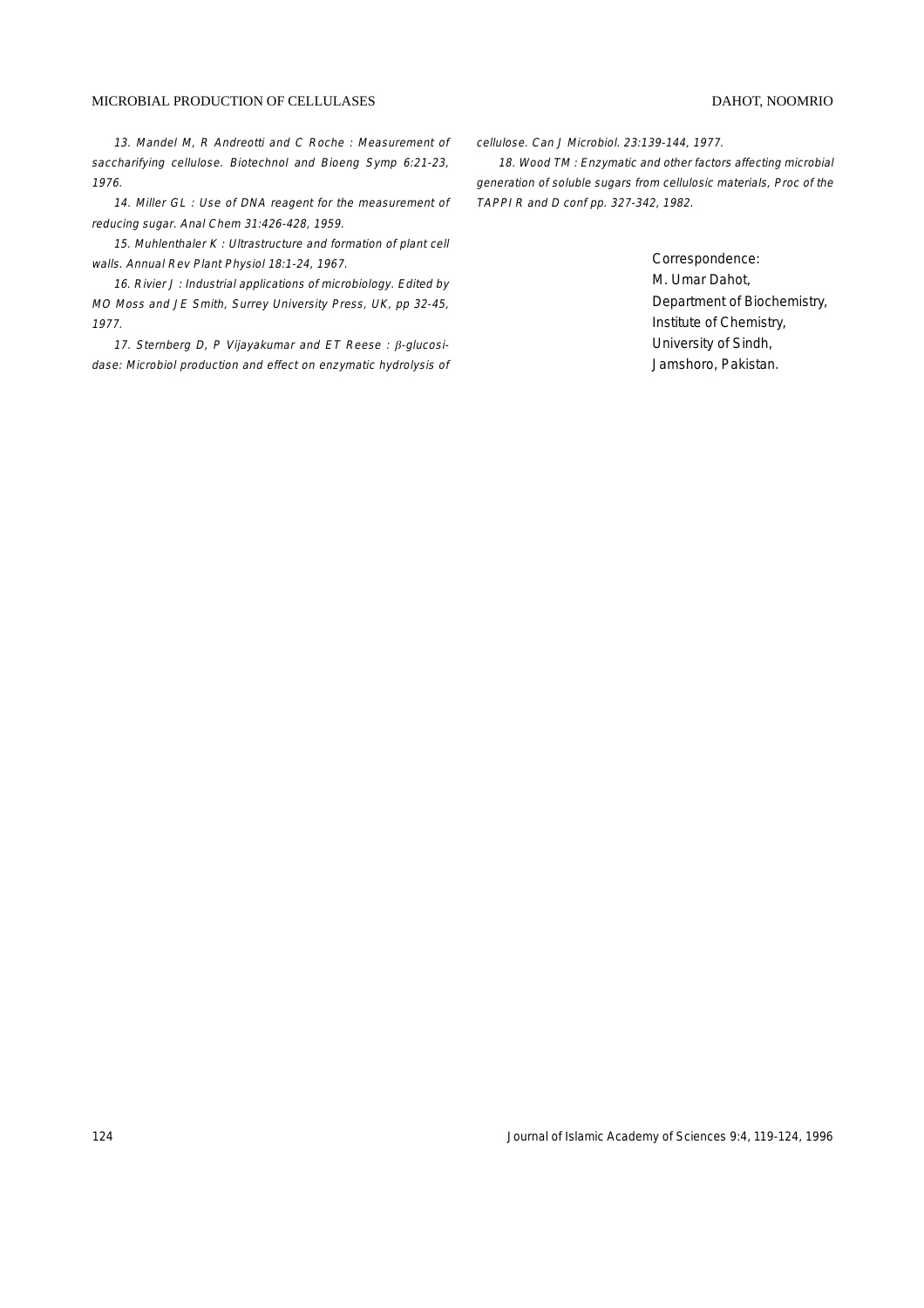*13. Mandel M, R Andreotti and C Roche : Measurement of saccharifying cellulose. Biotechnol and Bioeng Symp 6:21-23, 1976.*

*14. Miller GL : Use of DNA reagent for the measurement of reducing sugar. Anal Chem 31:426-428, 1959.*

*15. Muhlenthaler K : Ultrastructure and formation of plant cell walls. Annual Rev Plant Physiol 18:1-24, 1967.*

*16. Rivier J : Industrial applications of microbiology. Edited by MO Moss and JE Smith, Surrey University Press, UK, pp 32-45, 1977.*

*17. Sternberg D, P Vijayakumar and ET Reese : β-glucosidase: Microbiol production and effect on enzymatic hydrolysis of cellulose. Can J Microbiol. 23:139-144, 1977.*

*18. Wood TM : Enzymatic and other factors affecting microbial generation of soluble sugars from cellulosic materials, Proc of the TAPPI R and D conf pp. 327-342, 1982.*

Correspondence:
M. Umar Dahot,
Department of Biochemistry,
Institute of Chemistry,
University of Sindh,
Jamshoro, Pakistan.